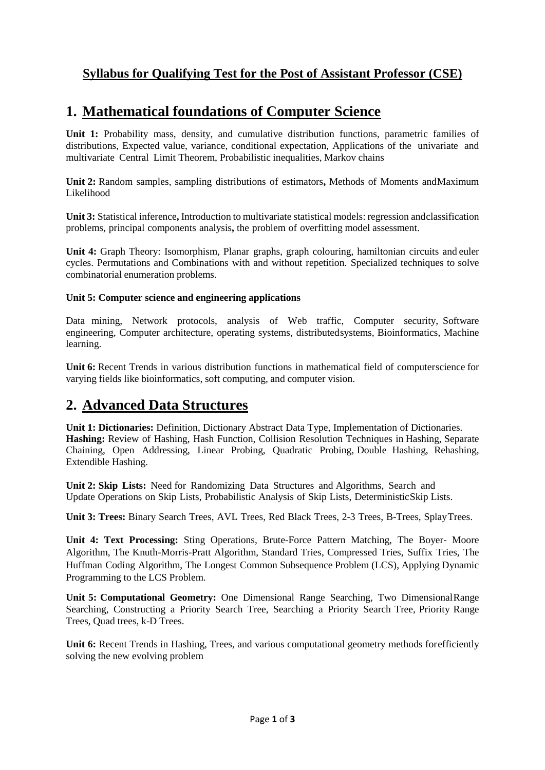# Syllabus for Qualifying Test for the Post of Assistant Professor (CSE)

## 1. Mathematical foundations of Computer Science

**Unit 1:** Probability mass, density, and cumulative distribution functions, parametric families of distributions, Expected value, variance, conditional expectation, Applications of the univariate and multivariate Central Limit Theorem, Probabilistic inequalities, Markov chains

**Unit 2:** Random samples, sampling distributions of estimators**,** Methods of Moments andMaximum Likelihood

**Unit 3:** Statistical inference**,** Introduction to multivariate statistical models: regression andclassification problems, principal components analysis**,** the problem of overfitting model assessment.

**Unit 4:** Graph Theory: Isomorphism, Planar graphs, graph colouring, hamiltonian circuits and euler cycles. Permutations and Combinations with and without repetition. Specialized techniques to solve combinatorial enumeration problems.

**Unit 5: Computer science and engineering applications**

Data mining, Network protocols, analysis of Web traffic, Computer security, Software engineering, Computer architecture, operating systems, distributedsystems, Bioinformatics, Machine learning.

**Unit 6:** Recent Trends in various distribution functions in mathematical field of computerscience for varying fields like bioinformatics, soft computing, and computer vision.

## 2. Advanced Data Structures

**Unit 1: Dictionaries:** Definition, Dictionary Abstract Data Type, Implementation of Dictionaries.
**Hashing:** Review of Hashing, Hash Function, Collision Resolution Techniques in Hashing, Separate Chaining, Open Addressing, Linear Probing, Quadratic Probing, Double Hashing, Rehashing, Extendible Hashing.

**Unit 2: Skip Lists:** Need for Randomizing Data Structures and Algorithms, Search and Update Operations on Skip Lists, Probabilistic Analysis of Skip Lists, DeterministicSkip Lists.

**Unit 3: Trees:** Binary Search Trees, AVL Trees, Red Black Trees, 2-3 Trees, B-Trees, SplayTrees.

**Unit 4: Text Processing:** Sting Operations, Brute-Force Pattern Matching, The Boyer- Moore Algorithm, The Knuth-Morris-Pratt Algorithm, Standard Tries, Compressed Tries, Suffix Tries, The Huffman Coding Algorithm, The Longest Common Subsequence Problem (LCS), Applying Dynamic Programming to the LCS Problem.

**Unit 5: Computational Geometry:** One Dimensional Range Searching, Two DimensionalRange Searching, Constructing a Priority Search Tree, Searching a Priority Search Tree, Priority Range Trees, Quad trees, k-D Trees.

**Unit 6:** Recent Trends in Hashing, Trees, and various computational geometry methods forefficiently solving the new evolving problem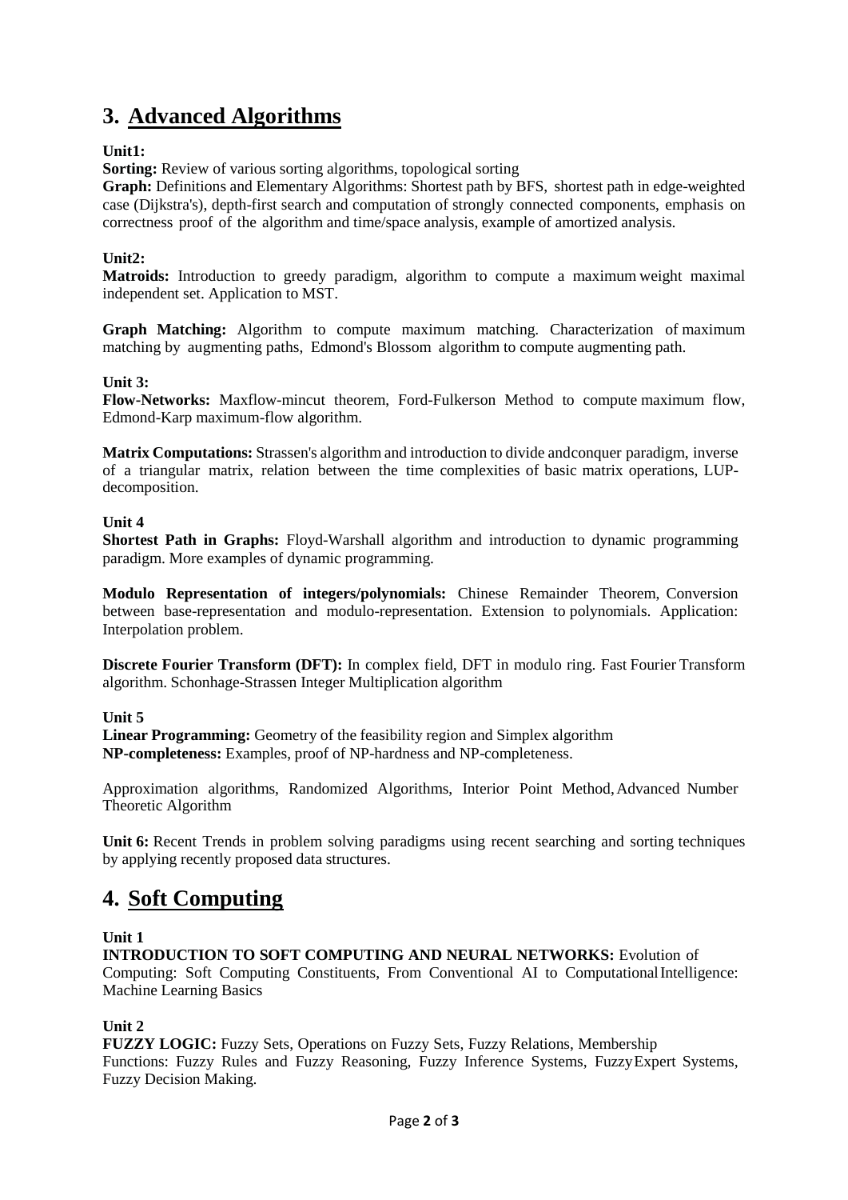## 3. Advanced Algorithms

**Unit1:**

**Sorting:** Review of various sorting algorithms, topological sorting

**Graph:** Definitions and Elementary Algorithms: Shortest path by BFS, shortest path in edge-weighted case (Dijkstra's), depth-first search and computation of strongly connected components, emphasis on correctness proof of the algorithm and time/space analysis, example of amortized analysis.

**Unit2:**

**Matroids:** Introduction to greedy paradigm, algorithm to compute a maximum weight maximal independent set. Application to MST.

**Graph Matching:** Algorithm to compute maximum matching. Characterization of maximum matching by augmenting paths, Edmond's Blossom algorithm to compute augmenting path.

**Unit 3:**

**Flow-Networks:** Maxflow-mincut theorem, Ford-Fulkerson Method to compute maximum flow, Edmond-Karp maximum-flow algorithm.

**Matrix Computations:** Strassen's algorithm and introduction to divide andconquer paradigm, inverse of a triangular matrix, relation between the time complexities of basic matrix operations, LUP-decomposition.

**Unit 4**

**Shortest Path in Graphs:** Floyd-Warshall algorithm and introduction to dynamic programming paradigm. More examples of dynamic programming.

**Modulo Representation of integers/polynomials:** Chinese Remainder Theorem, Conversion between base-representation and modulo-representation. Extension to polynomials. Application: Interpolation problem.

**Discrete Fourier Transform (DFT):** In complex field, DFT in modulo ring. Fast Fourier Transform algorithm. Schonhage-Strassen Integer Multiplication algorithm

**Unit 5**

**Linear Programming:** Geometry of the feasibility region and Simplex algorithm

**NP-completeness:** Examples, proof of NP-hardness and NP-completeness.

Approximation algorithms, Randomized Algorithms, Interior Point Method, Advanced Number Theoretic Algorithm

**Unit 6:** Recent Trends in problem solving paradigms using recent searching and sorting techniques by applying recently proposed data structures.

## 4. Soft Computing

**Unit 1**

**INTRODUCTION TO SOFT COMPUTING AND NEURAL NETWORKS:** Evolution of Computing: Soft Computing Constituents, From Conventional AI to Computational Intelligence: Machine Learning Basics

**Unit 2**

**FUZZY LOGIC:** Fuzzy Sets, Operations on Fuzzy Sets, Fuzzy Relations, Membership Functions: Fuzzy Rules and Fuzzy Reasoning, Fuzzy Inference Systems, Fuzzy Expert Systems, Fuzzy Decision Making.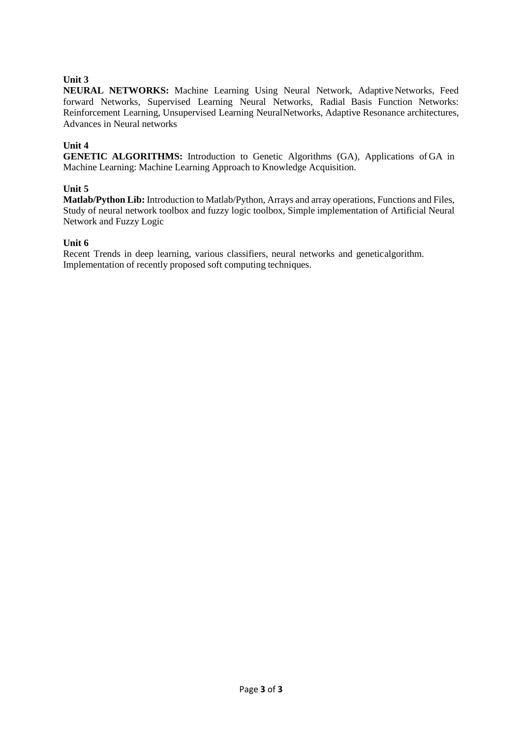**Unit 3**

**NEURAL NETWORKS:** Machine Learning Using Neural Network, Adaptive Networks, Feed forward Networks, Supervised Learning Neural Networks, Radial Basis Function Networks: Reinforcement Learning, Unsupervised Learning NeuralNetworks, Adaptive Resonance architectures, Advances in Neural networks

**Unit 4**

**GENETIC ALGORITHMS:** Introduction to Genetic Algorithms (GA), Applications of GA in Machine Learning: Machine Learning Approach to Knowledge Acquisition.

**Unit 5**

**Matlab/Python Lib:** Introduction to Matlab/Python, Arrays and array operations, Functions and Files, Study of neural network toolbox and fuzzy logic toolbox, Simple implementation of Artificial Neural Network and Fuzzy Logic

**Unit 6**

Recent Trends in deep learning, various classifiers, neural networks and geneticalgorithm. Implementation of recently proposed soft computing techniques.